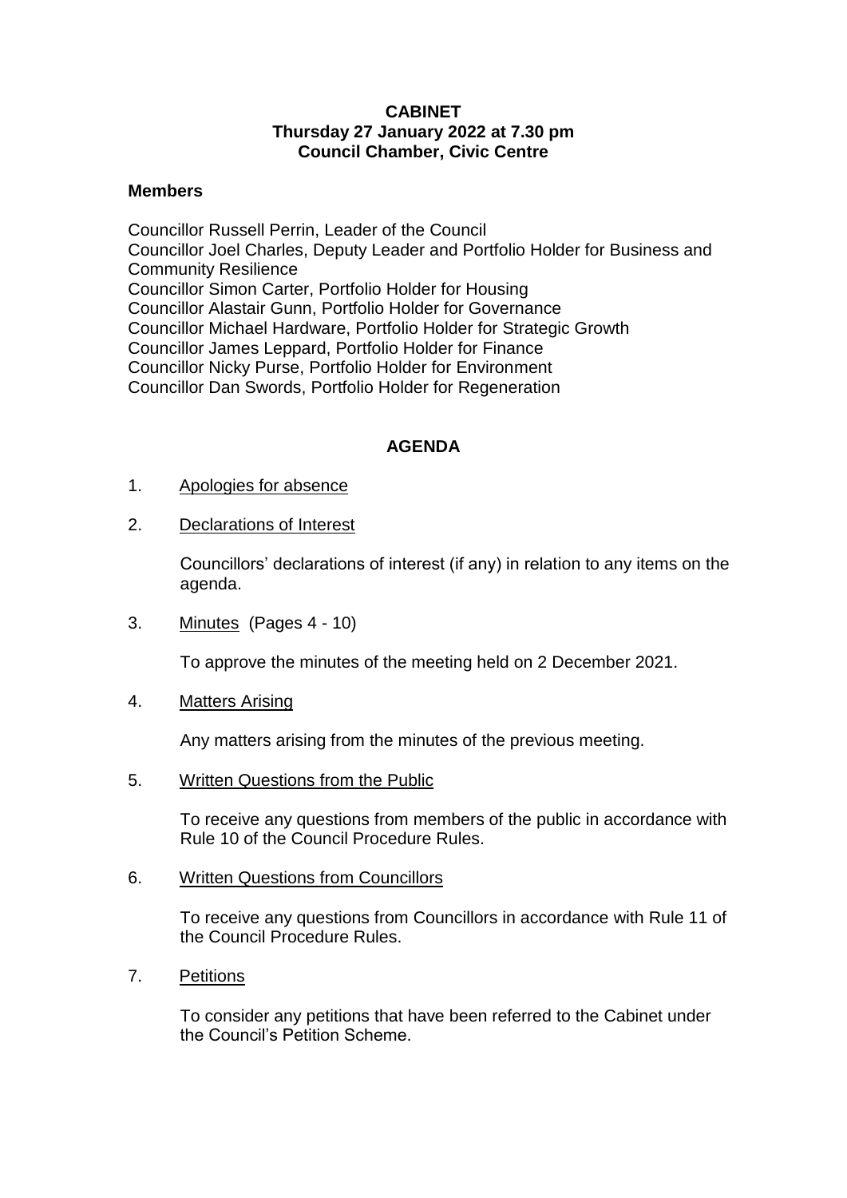**CABINET**
**Thursday 27 January 2022 at 7.30 pm**
**Council Chamber, Civic Centre**

**Members**

Councillor Russell Perrin, Leader of the Council
Councillor Joel Charles, Deputy Leader and Portfolio Holder for Business and Community Resilience
Councillor Simon Carter, Portfolio Holder for Housing
Councillor Alastair Gunn, Portfolio Holder for Governance
Councillor Michael Hardware, Portfolio Holder for Strategic Growth
Councillor James Leppard, Portfolio Holder for Finance
Councillor Nicky Purse, Portfolio Holder for Environment
Councillor Dan Swords, Portfolio Holder for Regeneration

**AGENDA**

1. Apologies for absence

2. Declarations of Interest

   Councillors' declarations of interest (if any) in relation to any items on the agenda.

3. Minutes (Pages 4 - 10)

   To approve the minutes of the meeting held on 2 December 2021.

4. Matters Arising

   Any matters arising from the minutes of the previous meeting.

5. Written Questions from the Public

   To receive any questions from members of the public in accordance with Rule 10 of the Council Procedure Rules.

6. Written Questions from Councillors

   To receive any questions from Councillors in accordance with Rule 11 of the Council Procedure Rules.

7. Petitions

   To consider any petitions that have been referred to the Cabinet under the Council's Petition Scheme.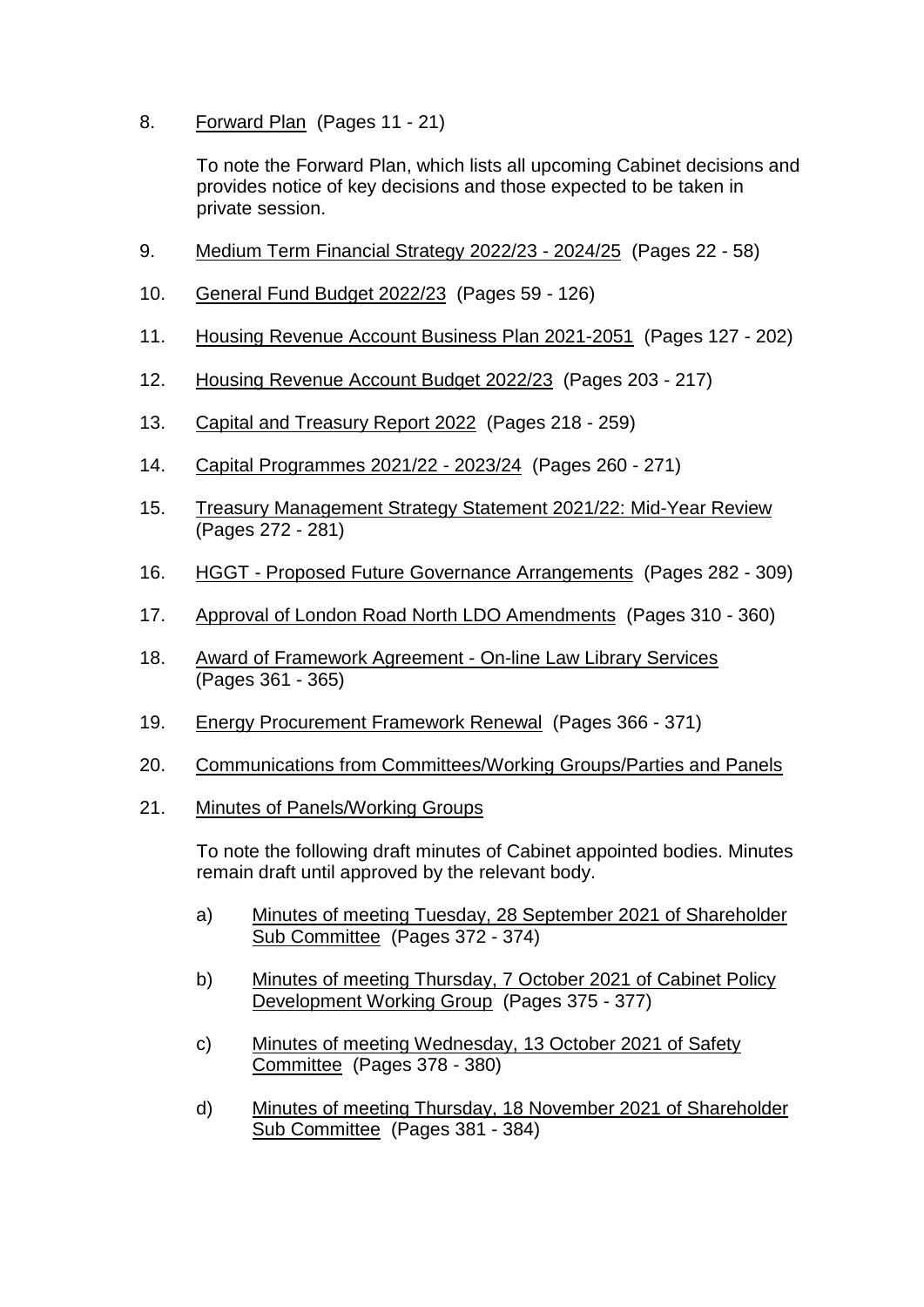8. Forward Plan (Pages 11 - 21)

   To note the Forward Plan, which lists all upcoming Cabinet decisions and provides notice of key decisions and those expected to be taken in private session.

9. Medium Term Financial Strategy 2022/23 - 2024/25 (Pages 22 - 58)

10. General Fund Budget 2022/23 (Pages 59 - 126)

11. Housing Revenue Account Business Plan 2021-2051 (Pages 127 - 202)

12. Housing Revenue Account Budget 2022/23 (Pages 203 - 217)

13. Capital and Treasury Report 2022 (Pages 218 - 259)

14. Capital Programmes 2021/22 - 2023/24 (Pages 260 - 271)

15. Treasury Management Strategy Statement 2021/22: Mid-Year Review (Pages 272 - 281)

16. HGGT - Proposed Future Governance Arrangements (Pages 282 - 309)

17. Approval of London Road North LDO Amendments (Pages 310 - 360)

18. Award of Framework Agreement - On-line Law Library Services (Pages 361 - 365)

19. Energy Procurement Framework Renewal (Pages 366 - 371)

20. Communications from Committees/Working Groups/Parties and Panels

21. Minutes of Panels/Working Groups

    To note the following draft minutes of Cabinet appointed bodies. Minutes remain draft until approved by the relevant body.

    a) Minutes of meeting Tuesday, 28 September 2021 of Shareholder Sub Committee (Pages 372 - 374)

    b) Minutes of meeting Thursday, 7 October 2021 of Cabinet Policy Development Working Group (Pages 375 - 377)

    c) Minutes of meeting Wednesday, 13 October 2021 of Safety Committee (Pages 378 - 380)

    d) Minutes of meeting Thursday, 18 November 2021 of Shareholder Sub Committee (Pages 381 - 384)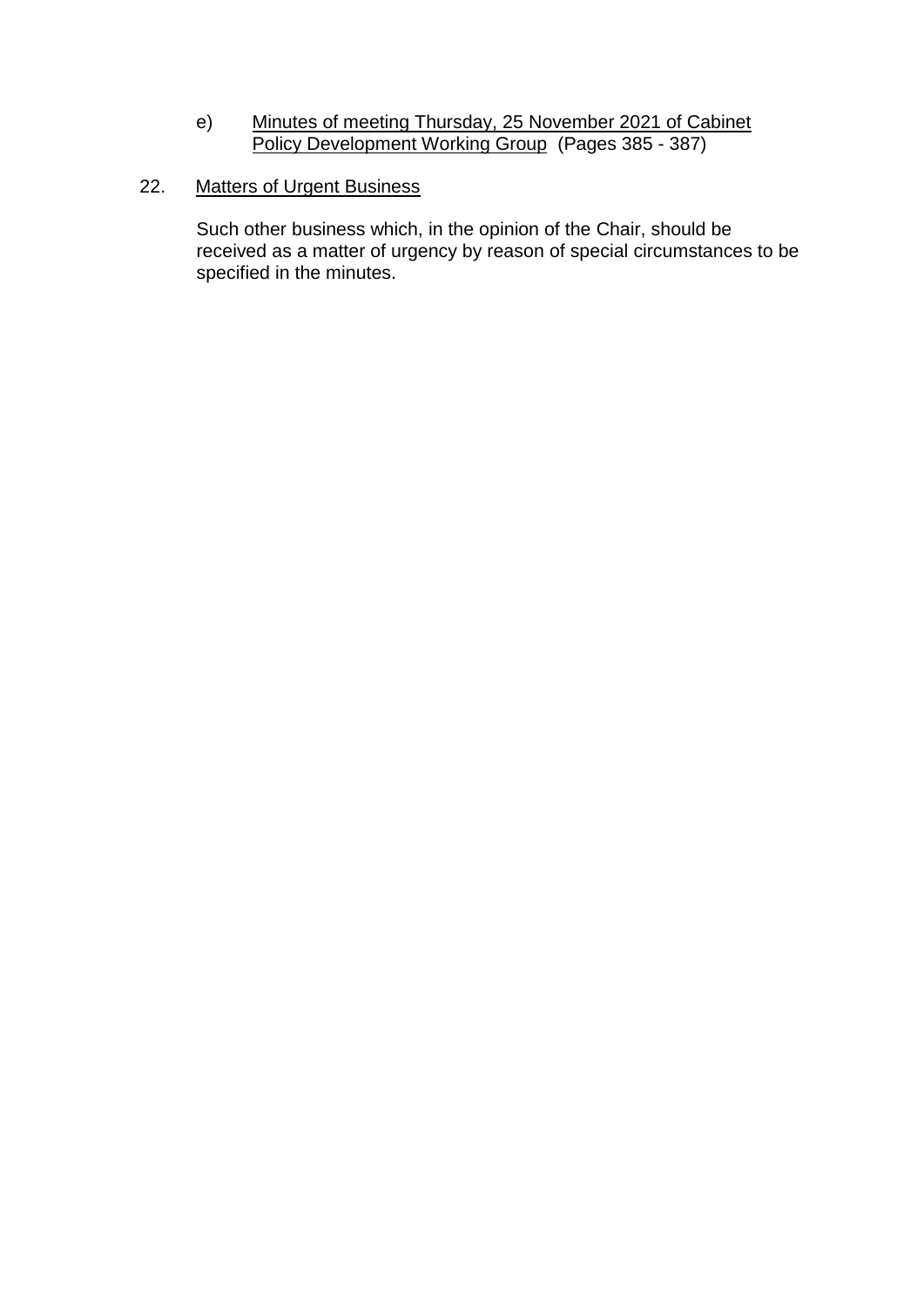e) Minutes of meeting Thursday, 25 November 2021 of Cabinet Policy Development Working Group (Pages 385 - 387)

22. Matters of Urgent Business

Such other business which, in the opinion of the Chair, should be received as a matter of urgency by reason of special circumstances to be specified in the minutes.